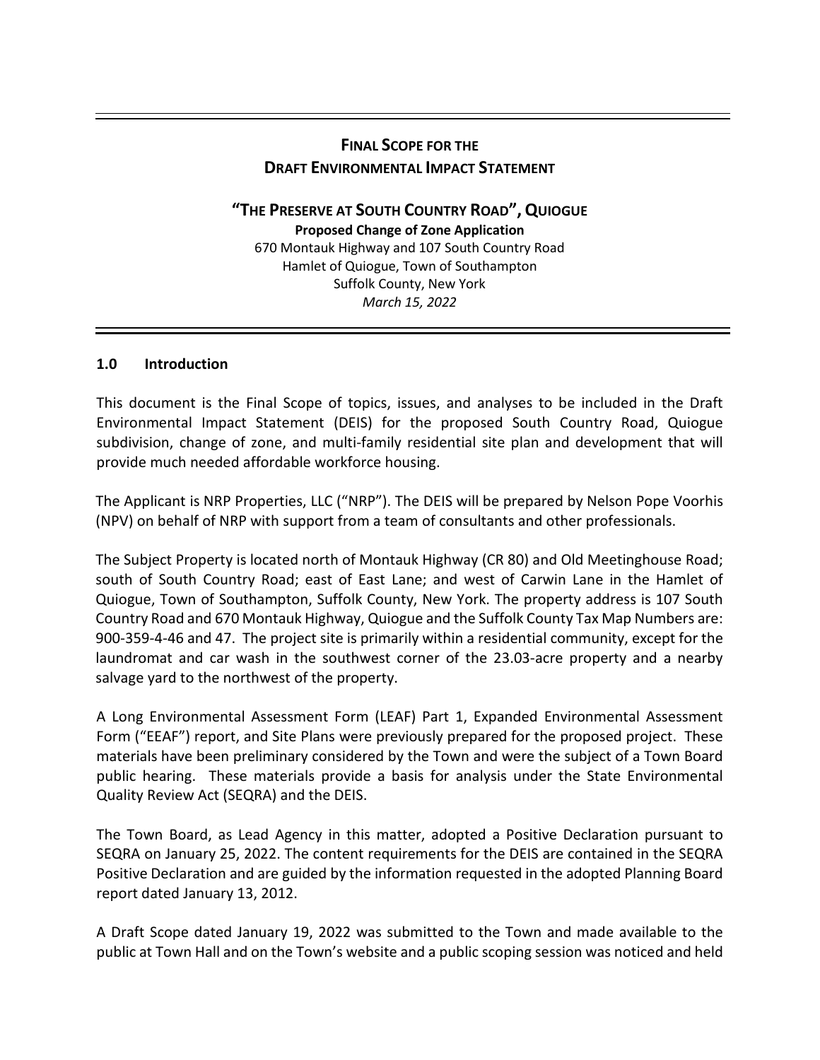# FINAL SCOPE FOR THE DRAFT ENVIRONMENTAL IMPACT STATEMENT

## "THE PRESERVE AT SOUTH COUNTRY ROAD", QUIOGUE

**Proposed Change of Zone Application**

670 Montauk Highway and 107 South Country Road
Hamlet of Quiogue, Town of Southampton
Suffolk County, New York
*March 15, 2022*

### 1.0 Introduction

This document is the Final Scope of topics, issues, and analyses to be included in the Draft Environmental Impact Statement (DEIS) for the proposed South Country Road, Quiogue subdivision, change of zone, and multi-family residential site plan and development that will provide much needed affordable workforce housing.

The Applicant is NRP Properties, LLC ("NRP"). The DEIS will be prepared by Nelson Pope Voorhis (NPV) on behalf of NRP with support from a team of consultants and other professionals.

The Subject Property is located north of Montauk Highway (CR 80) and Old Meetinghouse Road; south of South Country Road; east of East Lane; and west of Carwin Lane in the Hamlet of Quiogue, Town of Southampton, Suffolk County, New York. The property address is 107 South Country Road and 670 Montauk Highway, Quiogue and the Suffolk County Tax Map Numbers are: 900-359-4-46 and 47. The project site is primarily within a residential community, except for the laundromat and car wash in the southwest corner of the 23.03-acre property and a nearby salvage yard to the northwest of the property.

A Long Environmental Assessment Form (LEAF) Part 1, Expanded Environmental Assessment Form ("EEAF") report, and Site Plans were previously prepared for the proposed project. These materials have been preliminary considered by the Town and were the subject of a Town Board public hearing. These materials provide a basis for analysis under the State Environmental Quality Review Act (SEQRA) and the DEIS.

The Town Board, as Lead Agency in this matter, adopted a Positive Declaration pursuant to SEQRA on January 25, 2022. The content requirements for the DEIS are contained in the SEQRA Positive Declaration and are guided by the information requested in the adopted Planning Board report dated January 13, 2012.

A Draft Scope dated January 19, 2022 was submitted to the Town and made available to the public at Town Hall and on the Town's website and a public scoping session was noticed and held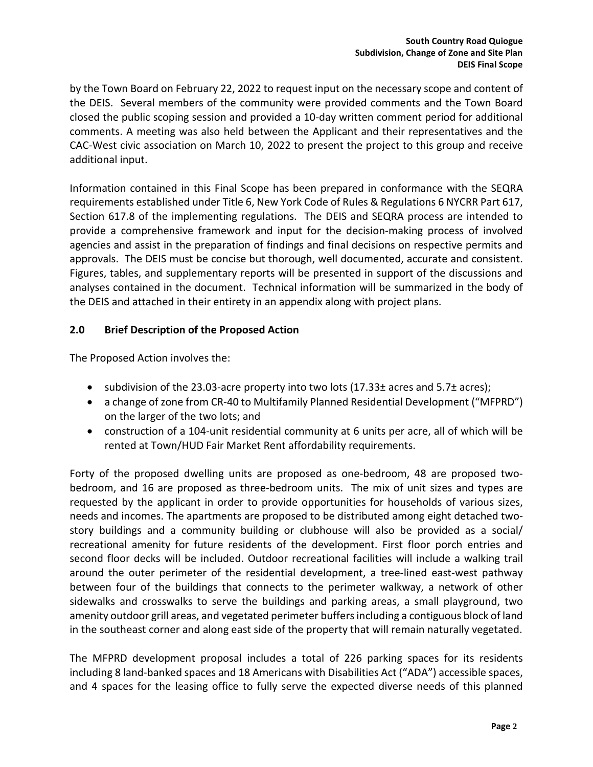by the Town Board on February 22, 2022 to request input on the necessary scope and content of the DEIS. Several members of the community were provided comments and the Town Board closed the public scoping session and provided a 10-day written comment period for additional comments. A meeting was also held between the Applicant and their representatives and the CAC-West civic association on March 10, 2022 to present the project to this group and receive additional input.

Information contained in this Final Scope has been prepared in conformance with the SEQRA requirements established under Title 6, New York Code of Rules & Regulations 6 NYCRR Part 617, Section 617.8 of the implementing regulations. The DEIS and SEQRA process are intended to provide a comprehensive framework and input for the decision-making process of involved agencies and assist in the preparation of findings and final decisions on respective permits and approvals. The DEIS must be concise but thorough, well documented, accurate and consistent. Figures, tables, and supplementary reports will be presented in support of the discussions and analyses contained in the document. Technical information will be summarized in the body of the DEIS and attached in their entirety in an appendix along with project plans.

## 2.0 Brief Description of the Proposed Action

The Proposed Action involves the:

- subdivision of the 23.03-acre property into two lots (17.33± acres and 5.7± acres);
- a change of zone from CR-40 to Multifamily Planned Residential Development ("MFPRD") on the larger of the two lots; and
- construction of a 104-unit residential community at 6 units per acre, all of which will be rented at Town/HUD Fair Market Rent affordability requirements.

Forty of the proposed dwelling units are proposed as one-bedroom, 48 are proposed two-bedroom, and 16 are proposed as three-bedroom units. The mix of unit sizes and types are requested by the applicant in order to provide opportunities for households of various sizes, needs and incomes. The apartments are proposed to be distributed among eight detached two-story buildings and a community building or clubhouse will also be provided as a social/ recreational amenity for future residents of the development. First floor porch entries and second floor decks will be included. Outdoor recreational facilities will include a walking trail around the outer perimeter of the residential development, a tree-lined east-west pathway between four of the buildings that connects to the perimeter walkway, a network of other sidewalks and crosswalks to serve the buildings and parking areas, a small playground, two amenity outdoor grill areas, and vegetated perimeter buffers including a contiguous block of land in the southeast corner and along east side of the property that will remain naturally vegetated.

The MFPRD development proposal includes a total of 226 parking spaces for its residents including 8 land-banked spaces and 18 Americans with Disabilities Act ("ADA") accessible spaces, and 4 spaces for the leasing office to fully serve the expected diverse needs of this planned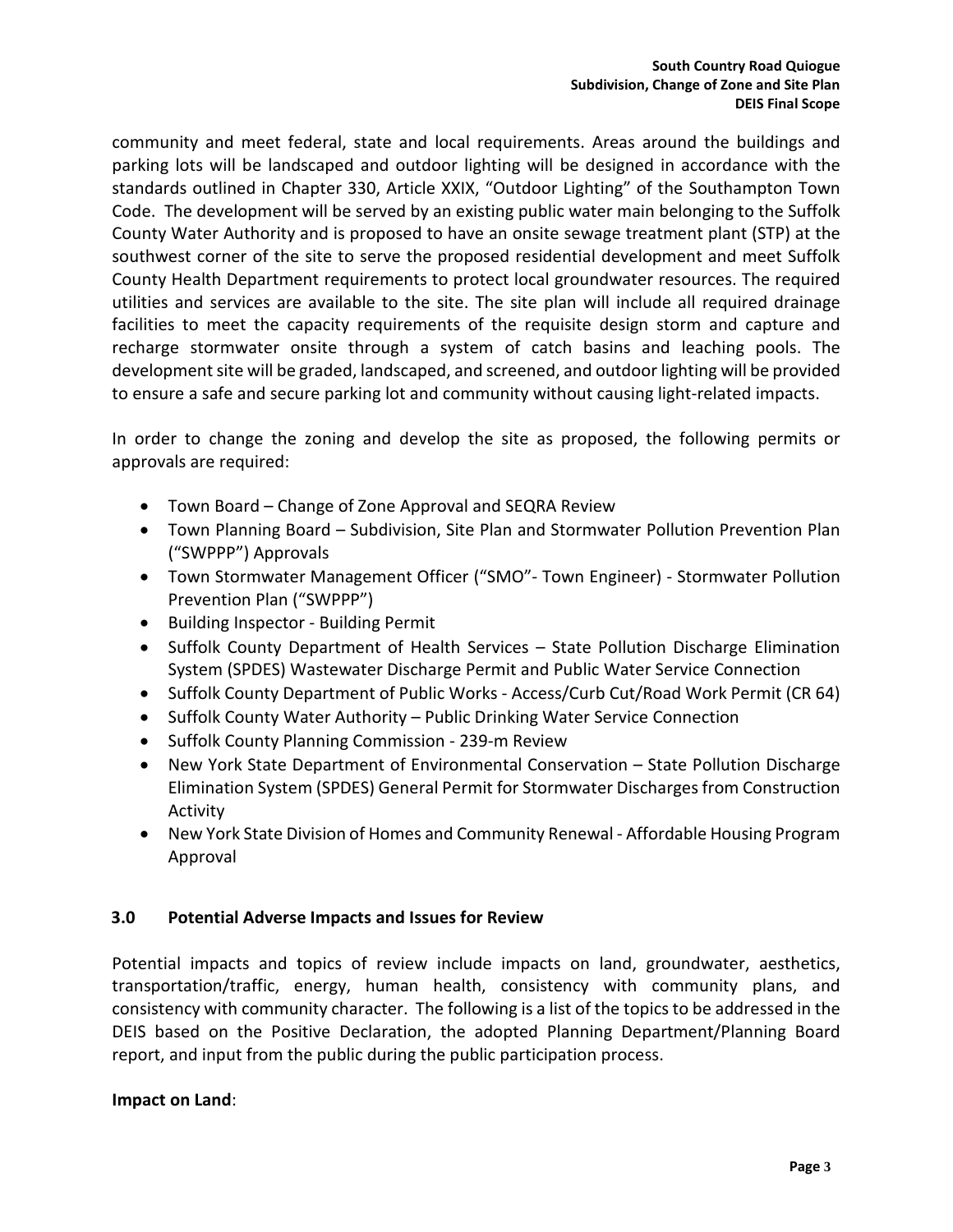community and meet federal, state and local requirements. Areas around the buildings and parking lots will be landscaped and outdoor lighting will be designed in accordance with the standards outlined in Chapter 330, Article XXIX, "Outdoor Lighting" of the Southampton Town Code. The development will be served by an existing public water main belonging to the Suffolk County Water Authority and is proposed to have an onsite sewage treatment plant (STP) at the southwest corner of the site to serve the proposed residential development and meet Suffolk County Health Department requirements to protect local groundwater resources. The required utilities and services are available to the site. The site plan will include all required drainage facilities to meet the capacity requirements of the requisite design storm and capture and recharge stormwater onsite through a system of catch basins and leaching pools. The development site will be graded, landscaped, and screened, and outdoor lighting will be provided to ensure a safe and secure parking lot and community without causing light-related impacts.

In order to change the zoning and develop the site as proposed, the following permits or approvals are required:

- Town Board – Change of Zone Approval and SEQRA Review
- Town Planning Board – Subdivision, Site Plan and Stormwater Pollution Prevention Plan ("SWPPP") Approvals
- Town Stormwater Management Officer ("SMO"- Town Engineer) - Stormwater Pollution Prevention Plan ("SWPPP")
- Building Inspector - Building Permit
- Suffolk County Department of Health Services – State Pollution Discharge Elimination System (SPDES) Wastewater Discharge Permit and Public Water Service Connection
- Suffolk County Department of Public Works - Access/Curb Cut/Road Work Permit (CR 64)
- Suffolk County Water Authority – Public Drinking Water Service Connection
- Suffolk County Planning Commission - 239-m Review
- New York State Department of Environmental Conservation – State Pollution Discharge Elimination System (SPDES) General Permit for Stormwater Discharges from Construction Activity
- New York State Division of Homes and Community Renewal - Affordable Housing Program Approval

## 3.0 Potential Adverse Impacts and Issues for Review

Potential impacts and topics of review include impacts on land, groundwater, aesthetics, transportation/traffic, energy, human health, consistency with community plans, and consistency with community character. The following is a list of the topics to be addressed in the DEIS based on the Positive Declaration, the adopted Planning Department/Planning Board report, and input from the public during the public participation process.

**Impact on Land**: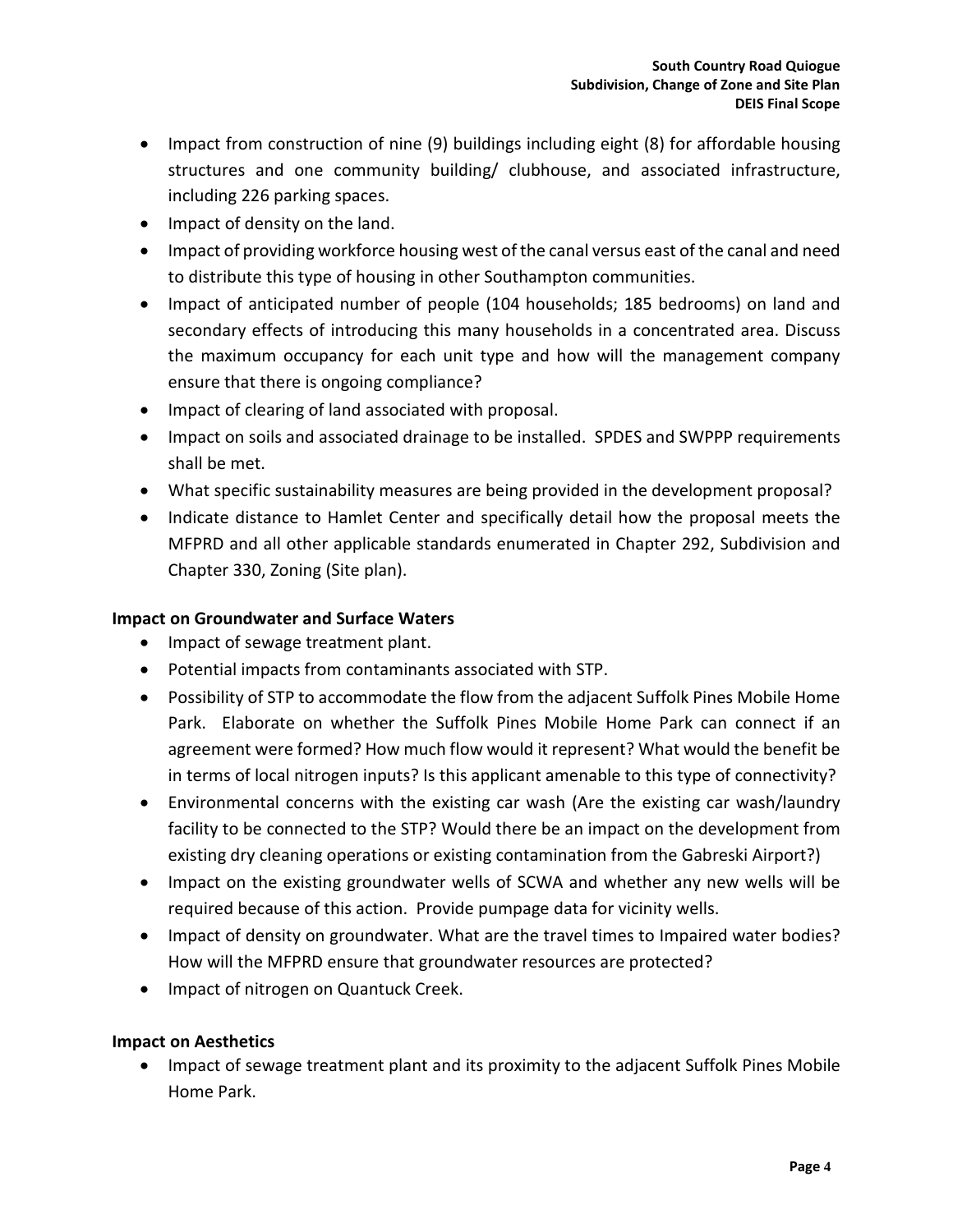- Impact from construction of nine (9) buildings including eight (8) for affordable housing structures and one community building/ clubhouse, and associated infrastructure, including 226 parking spaces.
- Impact of density on the land.
- Impact of providing workforce housing west of the canal versus east of the canal and need to distribute this type of housing in other Southampton communities.
- Impact of anticipated number of people (104 households; 185 bedrooms) on land and secondary effects of introducing this many households in a concentrated area. Discuss the maximum occupancy for each unit type and how will the management company ensure that there is ongoing compliance?
- Impact of clearing of land associated with proposal.
- Impact on soils and associated drainage to be installed. SPDES and SWPPP requirements shall be met.
- What specific sustainability measures are being provided in the development proposal?
- Indicate distance to Hamlet Center and specifically detail how the proposal meets the MFPRD and all other applicable standards enumerated in Chapter 292, Subdivision and Chapter 330, Zoning (Site plan).

**Impact on Groundwater and Surface Waters**

- Impact of sewage treatment plant.
- Potential impacts from contaminants associated with STP.
- Possibility of STP to accommodate the flow from the adjacent Suffolk Pines Mobile Home Park. Elaborate on whether the Suffolk Pines Mobile Home Park can connect if an agreement were formed? How much flow would it represent? What would the benefit be in terms of local nitrogen inputs? Is this applicant amenable to this type of connectivity?
- Environmental concerns with the existing car wash (Are the existing car wash/laundry facility to be connected to the STP? Would there be an impact on the development from existing dry cleaning operations or existing contamination from the Gabreski Airport?)
- Impact on the existing groundwater wells of SCWA and whether any new wells will be required because of this action. Provide pumpage data for vicinity wells.
- Impact of density on groundwater. What are the travel times to Impaired water bodies? How will the MFPRD ensure that groundwater resources are protected?
- Impact of nitrogen on Quantuck Creek.

**Impact on Aesthetics**

- Impact of sewage treatment plant and its proximity to the adjacent Suffolk Pines Mobile Home Park.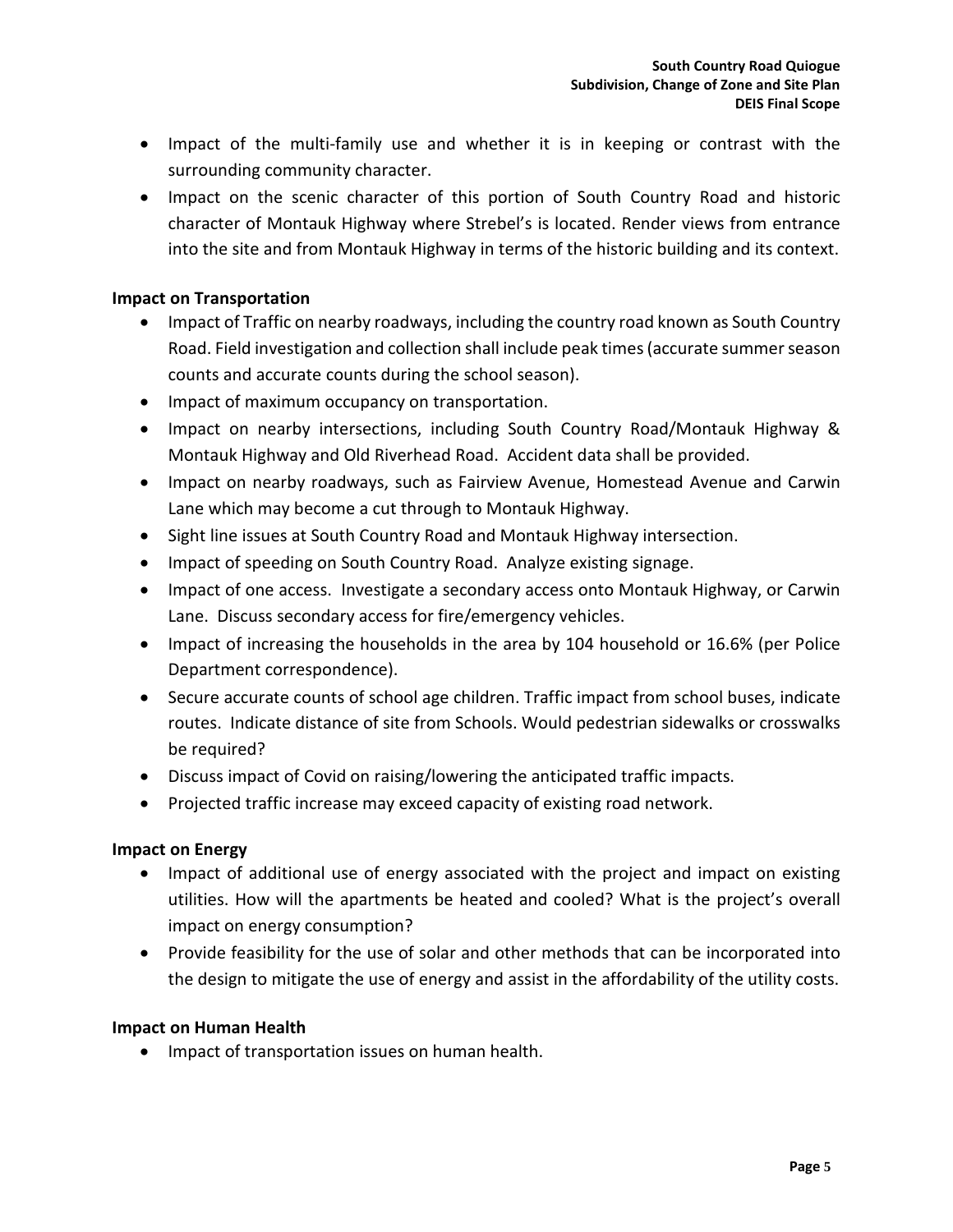- Impact of the multi-family use and whether it is in keeping or contrast with the surrounding community character.
- Impact on the scenic character of this portion of South Country Road and historic character of Montauk Highway where Strebel's is located. Render views from entrance into the site and from Montauk Highway in terms of the historic building and its context.

**Impact on Transportation**

- Impact of Traffic on nearby roadways, including the country road known as South Country Road. Field investigation and collection shall include peak times (accurate summer season counts and accurate counts during the school season).
- Impact of maximum occupancy on transportation.
- Impact on nearby intersections, including South Country Road/Montauk Highway & Montauk Highway and Old Riverhead Road. Accident data shall be provided.
- Impact on nearby roadways, such as Fairview Avenue, Homestead Avenue and Carwin Lane which may become a cut through to Montauk Highway.
- Sight line issues at South Country Road and Montauk Highway intersection.
- Impact of speeding on South Country Road. Analyze existing signage.
- Impact of one access. Investigate a secondary access onto Montauk Highway, or Carwin Lane. Discuss secondary access for fire/emergency vehicles.
- Impact of increasing the households in the area by 104 household or 16.6% (per Police Department correspondence).
- Secure accurate counts of school age children. Traffic impact from school buses, indicate routes. Indicate distance of site from Schools. Would pedestrian sidewalks or crosswalks be required?
- Discuss impact of Covid on raising/lowering the anticipated traffic impacts.
- Projected traffic increase may exceed capacity of existing road network.

**Impact on Energy**

- Impact of additional use of energy associated with the project and impact on existing utilities. How will the apartments be heated and cooled? What is the project's overall impact on energy consumption?
- Provide feasibility for the use of solar and other methods that can be incorporated into the design to mitigate the use of energy and assist in the affordability of the utility costs.

**Impact on Human Health**

- Impact of transportation issues on human health.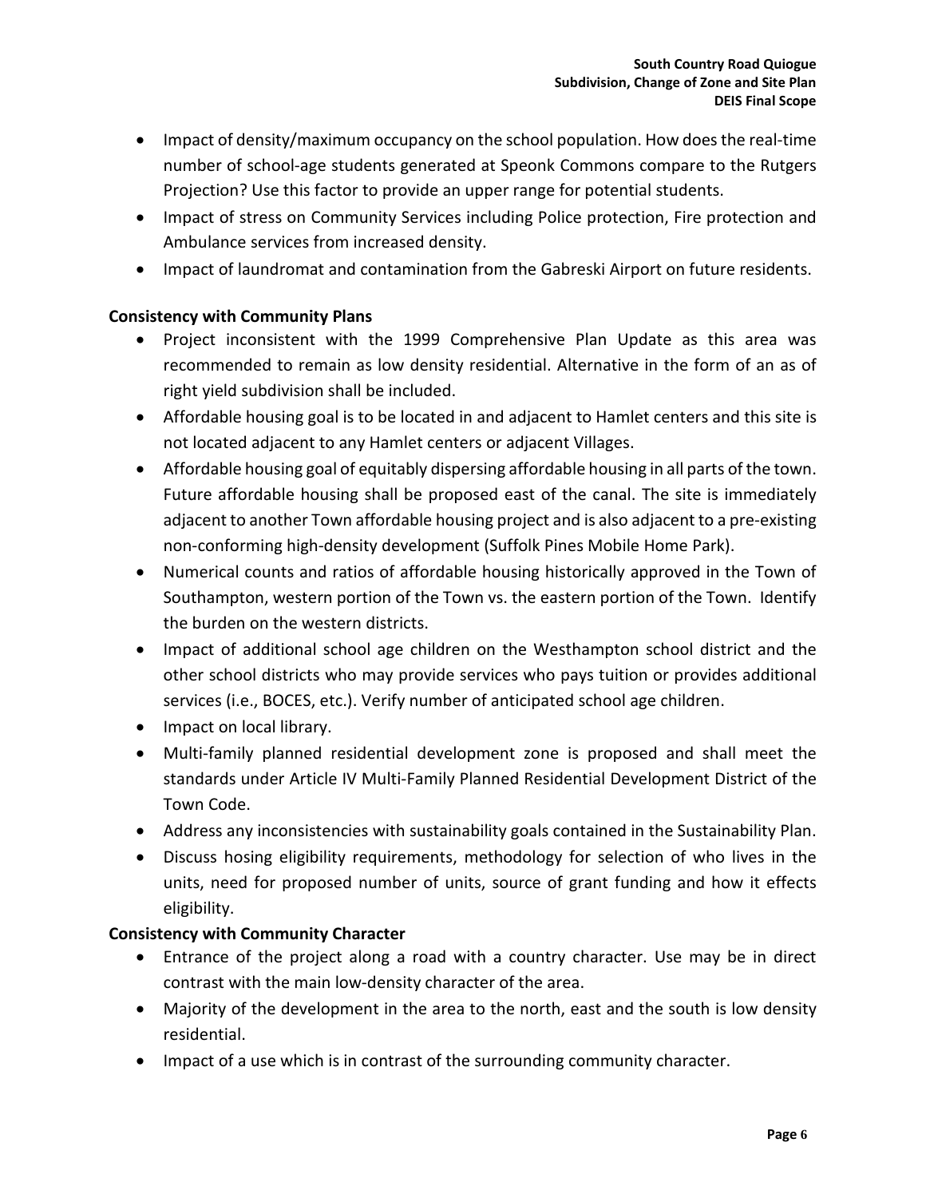- Impact of density/maximum occupancy on the school population. How does the real-time number of school-age students generated at Speonk Commons compare to the Rutgers Projection? Use this factor to provide an upper range for potential students.
- Impact of stress on Community Services including Police protection, Fire protection and Ambulance services from increased density.
- Impact of laundromat and contamination from the Gabreski Airport on future residents.

**Consistency with Community Plans**

- Project inconsistent with the 1999 Comprehensive Plan Update as this area was recommended to remain as low density residential. Alternative in the form of an as of right yield subdivision shall be included.
- Affordable housing goal is to be located in and adjacent to Hamlet centers and this site is not located adjacent to any Hamlet centers or adjacent Villages.
- Affordable housing goal of equitably dispersing affordable housing in all parts of the town. Future affordable housing shall be proposed east of the canal. The site is immediately adjacent to another Town affordable housing project and is also adjacent to a pre-existing non-conforming high-density development (Suffolk Pines Mobile Home Park).
- Numerical counts and ratios of affordable housing historically approved in the Town of Southampton, western portion of the Town vs. the eastern portion of the Town. Identify the burden on the western districts.
- Impact of additional school age children on the Westhampton school district and the other school districts who may provide services who pays tuition or provides additional services (i.e., BOCES, etc.). Verify number of anticipated school age children.
- Impact on local library.
- Multi-family planned residential development zone is proposed and shall meet the standards under Article IV Multi-Family Planned Residential Development District of the Town Code.
- Address any inconsistencies with sustainability goals contained in the Sustainability Plan.
- Discuss hosing eligibility requirements, methodology for selection of who lives in the units, need for proposed number of units, source of grant funding and how it effects eligibility.

**Consistency with Community Character**

- Entrance of the project along a road with a country character. Use may be in direct contrast with the main low-density character of the area.
- Majority of the development in the area to the north, east and the south is low density residential.
- Impact of a use which is in contrast of the surrounding community character.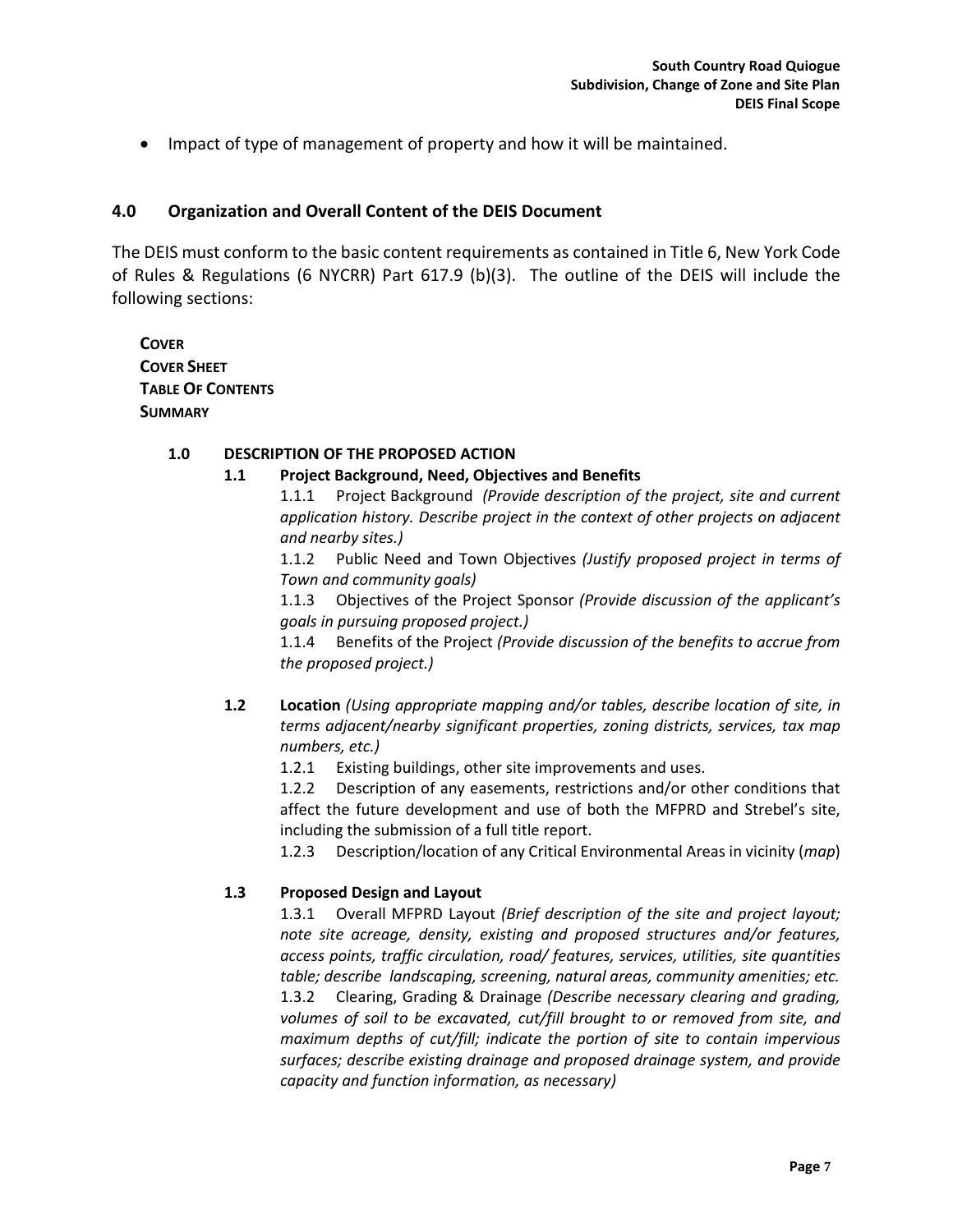- Impact of type of management of property and how it will be maintained.

## 4.0 Organization and Overall Content of the DEIS Document

The DEIS must conform to the basic content requirements as contained in Title 6, New York Code of Rules & Regulations (6 NYCRR) Part 617.9 (b)(3). The outline of the DEIS will include the following sections:

**COVER**
**COVER SHEET**
**TABLE OF CONTENTS**
**SUMMARY**

### 1.0 DESCRIPTION OF THE PROPOSED ACTION

#### 1.1 Project Background, Need, Objectives and Benefits

1.1.1 Project Background *(Provide description of the project, site and current application history. Describe project in the context of other projects on adjacent and nearby sites.)*

1.1.2 Public Need and Town Objectives *(Justify proposed project in terms of Town and community goals)*

1.1.3 Objectives of the Project Sponsor *(Provide discussion of the applicant's goals in pursuing proposed project.)*

1.1.4 Benefits of the Project *(Provide discussion of the benefits to accrue from the proposed project.)*

#### 1.2 Location *(Using appropriate mapping and/or tables, describe location of site, in terms adjacent/nearby significant properties, zoning districts, services, tax map numbers, etc.)*

1.2.1 Existing buildings, other site improvements and uses.

1.2.2 Description of any easements, restrictions and/or other conditions that affect the future development and use of both the MFPRD and Strebel's site, including the submission of a full title report.

1.2.3 Description/location of any Critical Environmental Areas in vicinity (*map*)

#### 1.3 Proposed Design and Layout

1.3.1 Overall MFPRD Layout *(Brief description of the site and project layout; note site acreage, density, existing and proposed structures and/or features, access points, traffic circulation, road/ features, services, utilities, site quantities table; describe landscaping, screening, natural areas, community amenities; etc.*

1.3.2 Clearing, Grading & Drainage *(Describe necessary clearing and grading, volumes of soil to be excavated, cut/fill brought to or removed from site, and maximum depths of cut/fill; indicate the portion of site to contain impervious surfaces; describe existing drainage and proposed drainage system, and provide capacity and function information, as necessary)*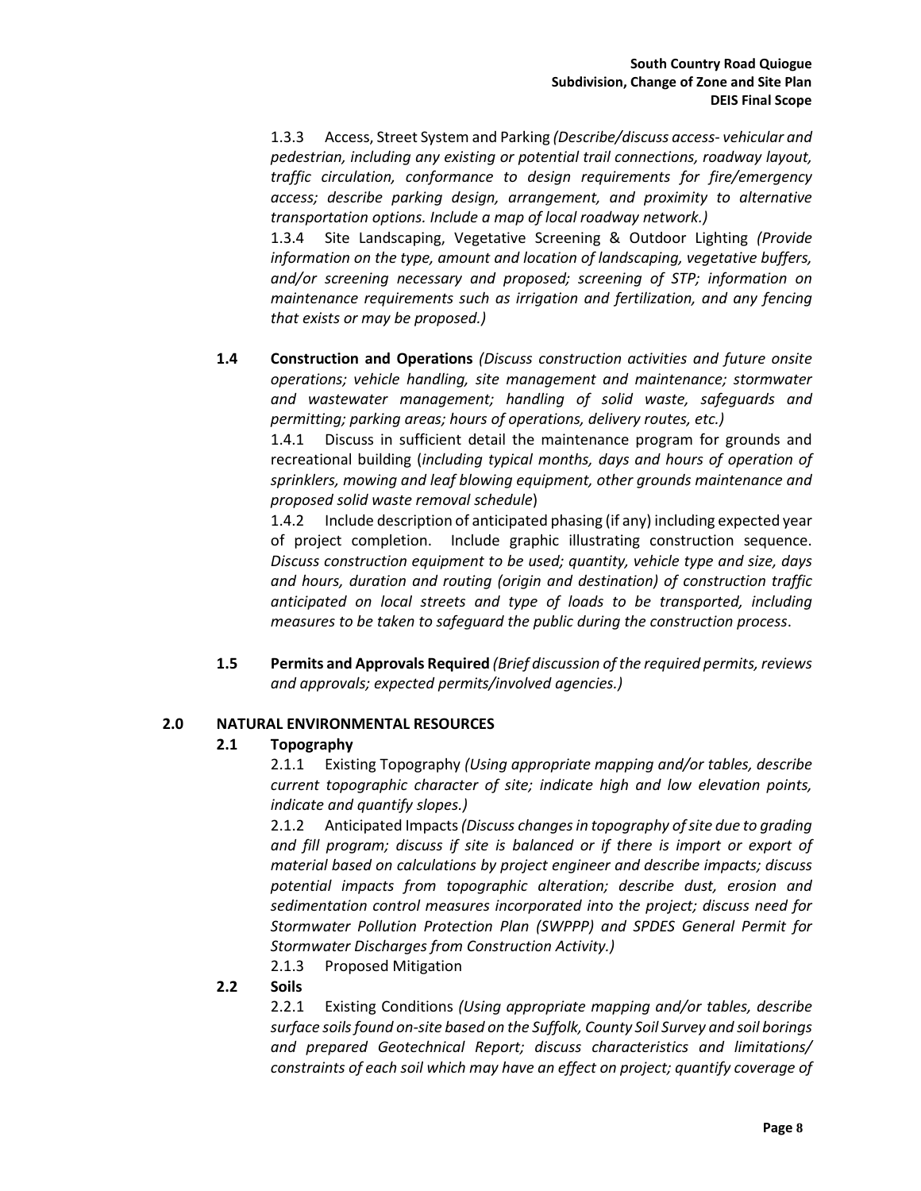1.3.3 Access, Street System and Parking *(Describe/discuss access- vehicular and pedestrian, including any existing or potential trail connections, roadway layout, traffic circulation, conformance to design requirements for fire/emergency access; describe parking design, arrangement, and proximity to alternative transportation options. Include a map of local roadway network.)*

1.3.4 Site Landscaping, Vegetative Screening & Outdoor Lighting *(Provide information on the type, amount and location of landscaping, vegetative buffers, and/or screening necessary and proposed; screening of STP; information on maintenance requirements such as irrigation and fertilization, and any fencing that exists or may be proposed.)*

**1.4 Construction and Operations** *(Discuss construction activities and future onsite operations; vehicle handling, site management and maintenance; stormwater and wastewater management; handling of solid waste, safeguards and permitting; parking areas; hours of operations, delivery routes, etc.)*

1.4.1 Discuss in sufficient detail the maintenance program for grounds and recreational building (*including typical months, days and hours of operation of sprinklers, mowing and leaf blowing equipment, other grounds maintenance and proposed solid waste removal schedule*)

1.4.2 Include description of anticipated phasing (if any) including expected year of project completion. Include graphic illustrating construction sequence. *Discuss construction equipment to be used; quantity, vehicle type and size, days and hours, duration and routing (origin and destination) of construction traffic anticipated on local streets and type of loads to be transported, including measures to be taken to safeguard the public during the construction process*.

**1.5 Permits and Approvals Required** *(Brief discussion of the required permits, reviews and approvals; expected permits/involved agencies.)*

## 2.0 NATURAL ENVIRONMENTAL RESOURCES

### 2.1 Topography

2.1.1 Existing Topography *(Using appropriate mapping and/or tables, describe current topographic character of site; indicate high and low elevation points, indicate and quantify slopes.)*

2.1.2 Anticipated Impacts *(Discuss changes in topography of site due to grading and fill program; discuss if site is balanced or if there is import or export of material based on calculations by project engineer and describe impacts; discuss potential impacts from topographic alteration; describe dust, erosion and sedimentation control measures incorporated into the project; discuss need for Stormwater Pollution Protection Plan (SWPPP) and SPDES General Permit for Stormwater Discharges from Construction Activity.)*

2.1.3 Proposed Mitigation

### 2.2 Soils

2.2.1 Existing Conditions *(Using appropriate mapping and/or tables, describe surface soils found on-site based on the Suffolk, County Soil Survey and soil borings and prepared Geotechnical Report; discuss characteristics and limitations/ constraints of each soil which may have an effect on project; quantify coverage of*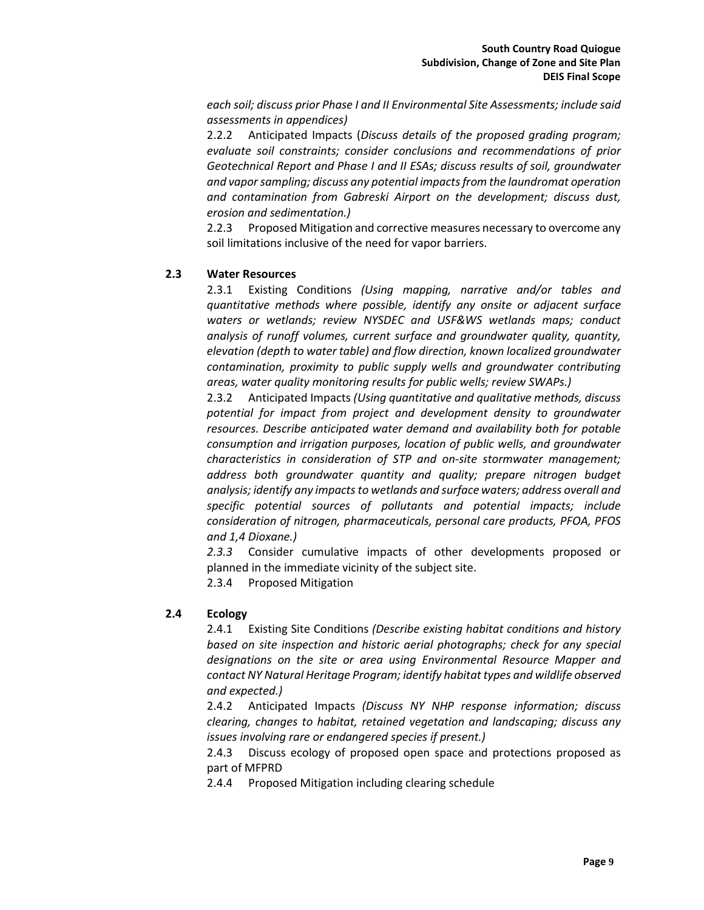*each soil; discuss prior Phase I and II Environmental Site Assessments; include said assessments in appendices)*

2.2.2 Anticipated Impacts (*Discuss details of the proposed grading program; evaluate soil constraints; consider conclusions and recommendations of prior Geotechnical Report and Phase I and II ESAs; discuss results of soil, groundwater and vapor sampling; discuss any potential impacts from the laundromat operation and contamination from Gabreski Airport on the development; discuss dust, erosion and sedimentation.)*

2.2.3 Proposed Mitigation and corrective measures necessary to overcome any soil limitations inclusive of the need for vapor barriers.

### 2.3 Water Resources

2.3.1 Existing Conditions *(Using mapping, narrative and/or tables and quantitative methods where possible, identify any onsite or adjacent surface waters or wetlands; review NYSDEC and USF&WS wetlands maps; conduct analysis of runoff volumes, current surface and groundwater quality, quantity, elevation (depth to water table) and flow direction, known localized groundwater contamination, proximity to public supply wells and groundwater contributing areas, water quality monitoring results for public wells; review SWAPs.)*

2.3.2 Anticipated Impacts *(Using quantitative and qualitative methods, discuss potential for impact from project and development density to groundwater resources. Describe anticipated water demand and availability both for potable consumption and irrigation purposes, location of public wells, and groundwater characteristics in consideration of STP and on-site stormwater management; address both groundwater quantity and quality; prepare nitrogen budget analysis; identify any impacts to wetlands and surface waters; address overall and specific potential sources of pollutants and potential impacts; include consideration of nitrogen, pharmaceuticals, personal care products, PFOA, PFOS and 1,4 Dioxane.)*

*2.3.3* Consider cumulative impacts of other developments proposed or planned in the immediate vicinity of the subject site.

2.3.4 Proposed Mitigation

### 2.4 Ecology

2.4.1 Existing Site Conditions *(Describe existing habitat conditions and history based on site inspection and historic aerial photographs; check for any special designations on the site or area using Environmental Resource Mapper and contact NY Natural Heritage Program; identify habitat types and wildlife observed and expected.)*

2.4.2 Anticipated Impacts *(Discuss NY NHP response information; discuss clearing, changes to habitat, retained vegetation and landscaping; discuss any issues involving rare or endangered species if present.)*

2.4.3 Discuss ecology of proposed open space and protections proposed as part of MFPRD

2.4.4 Proposed Mitigation including clearing schedule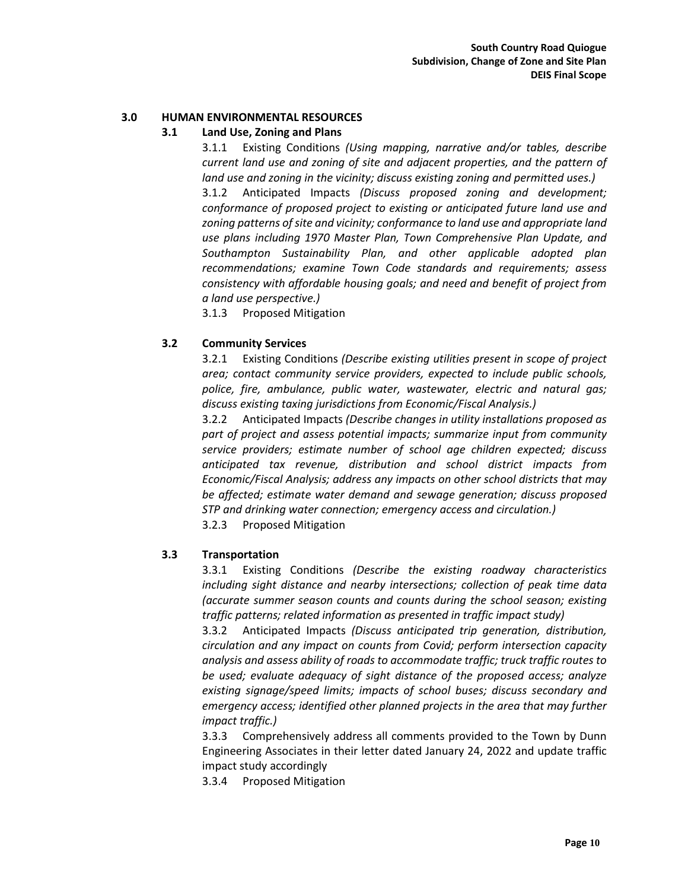## 3.0 HUMAN ENVIRONMENTAL RESOURCES

### 3.1 Land Use, Zoning and Plans

3.1.1 Existing Conditions *(Using mapping, narrative and/or tables, describe current land use and zoning of site and adjacent properties, and the pattern of land use and zoning in the vicinity; discuss existing zoning and permitted uses.)*

3.1.2 Anticipated Impacts *(Discuss proposed zoning and development; conformance of proposed project to existing or anticipated future land use and zoning patterns of site and vicinity; conformance to land use and appropriate land use plans including 1970 Master Plan, Town Comprehensive Plan Update, and Southampton Sustainability Plan, and other applicable adopted plan recommendations; examine Town Code standards and requirements; assess consistency with affordable housing goals; and need and benefit of project from a land use perspective.)*

3.1.3 Proposed Mitigation

### 3.2 Community Services

3.2.1 Existing Conditions *(Describe existing utilities present in scope of project area; contact community service providers, expected to include public schools, police, fire, ambulance, public water, wastewater, electric and natural gas; discuss existing taxing jurisdictions from Economic/Fiscal Analysis.)*

3.2.2 Anticipated Impacts *(Describe changes in utility installations proposed as part of project and assess potential impacts; summarize input from community service providers; estimate number of school age children expected; discuss anticipated tax revenue, distribution and school district impacts from Economic/Fiscal Analysis; address any impacts on other school districts that may be affected; estimate water demand and sewage generation; discuss proposed STP and drinking water connection; emergency access and circulation.)*

3.2.3 Proposed Mitigation

### 3.3 Transportation

3.3.1 Existing Conditions *(Describe the existing roadway characteristics including sight distance and nearby intersections; collection of peak time data (accurate summer season counts and counts during the school season; existing traffic patterns; related information as presented in traffic impact study)*

3.3.2 Anticipated Impacts *(Discuss anticipated trip generation, distribution, circulation and any impact on counts from Covid; perform intersection capacity analysis and assess ability of roads to accommodate traffic; truck traffic routes to be used; evaluate adequacy of sight distance of the proposed access; analyze existing signage/speed limits; impacts of school buses; discuss secondary and emergency access; identified other planned projects in the area that may further impact traffic.)*

3.3.3 Comprehensively address all comments provided to the Town by Dunn Engineering Associates in their letter dated January 24, 2022 and update traffic impact study accordingly

3.3.4 Proposed Mitigation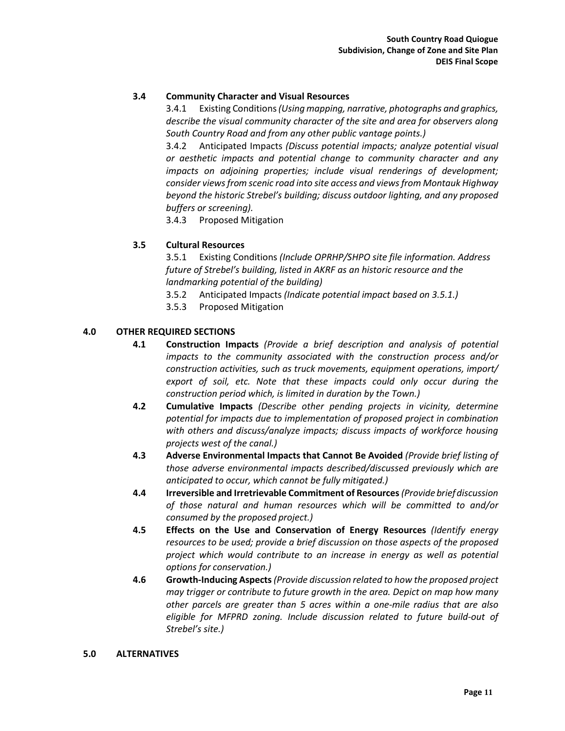### 3.4 Community Character and Visual Resources

3.4.1 Existing Conditions *(Using mapping, narrative, photographs and graphics, describe the visual community character of the site and area for observers along South Country Road and from any other public vantage points.)*

3.4.2 Anticipated Impacts *(Discuss potential impacts; analyze potential visual or aesthetic impacts and potential change to community character and any impacts on adjoining properties; include visual renderings of development; consider views from scenic road into site access and views from Montauk Highway beyond the historic Strebel's building; discuss outdoor lighting, and any proposed buffers or screening).*

3.4.3 Proposed Mitigation

### 3.5 Cultural Resources

3.5.1 Existing Conditions *(Include OPRHP/SHPO site file information. Address future of Strebel's building, listed in AKRF as an historic resource and the landmarking potential of the building)*

3.5.2 Anticipated Impacts *(Indicate potential impact based on 3.5.1.)*

3.5.3 Proposed Mitigation

## 4.0 OTHER REQUIRED SECTIONS

**4.1 Construction Impacts** *(Provide a brief description and analysis of potential impacts to the community associated with the construction process and/or construction activities, such as truck movements, equipment operations, import/ export of soil, etc. Note that these impacts could only occur during the construction period which, is limited in duration by the Town.)*

**4.2 Cumulative Impacts** *(Describe other pending projects in vicinity, determine potential for impacts due to implementation of proposed project in combination with others and discuss/analyze impacts; discuss impacts of workforce housing projects west of the canal.)*

**4.3 Adverse Environmental Impacts that Cannot Be Avoided** *(Provide brief listing of those adverse environmental impacts described/discussed previously which are anticipated to occur, which cannot be fully mitigated.)*

**4.4 Irreversible and Irretrievable Commitment of Resources** *(Provide brief discussion of those natural and human resources which will be committed to and/or consumed by the proposed project.)*

**4.5 Effects on the Use and Conservation of Energy Resources** *(Identify energy resources to be used; provide a brief discussion on those aspects of the proposed project which would contribute to an increase in energy as well as potential options for conservation.)*

**4.6 Growth-Inducing Aspects** *(Provide discussion related to how the proposed project may trigger or contribute to future growth in the area. Depict on map how many other parcels are greater than 5 acres within a one-mile radius that are also eligible for MFPRD zoning. Include discussion related to future build-out of Strebel's site.)*

## 5.0 ALTERNATIVES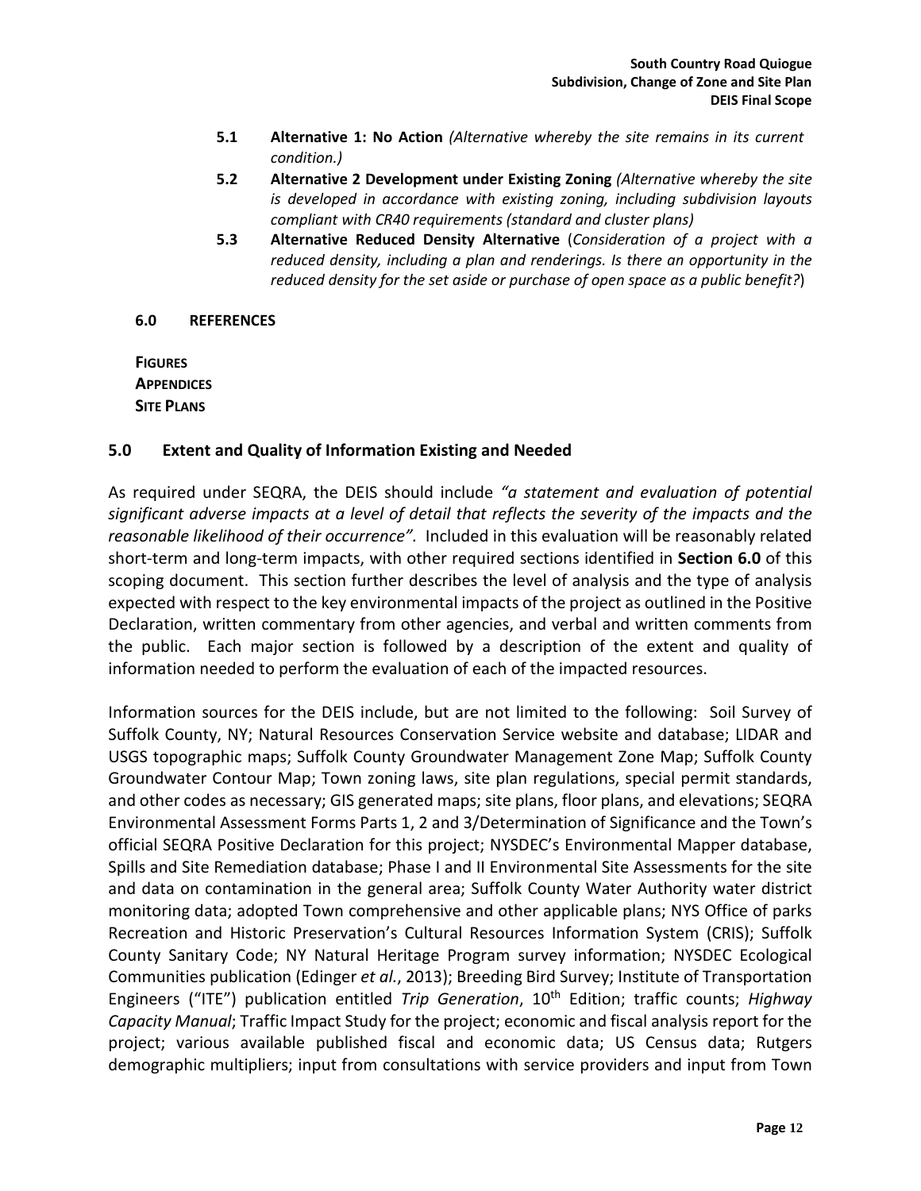**5.1 Alternative 1: No Action** *(Alternative whereby the site remains in its current condition.)*

**5.2 Alternative 2 Development under Existing Zoning** *(Alternative whereby the site is developed in accordance with existing zoning, including subdivision layouts compliant with CR40 requirements (standard and cluster plans)*

**5.3 Alternative Reduced Density Alternative** (*Consideration of a project with a reduced density, including a plan and renderings. Is there an opportunity in the reduced density for the set aside or purchase of open space as a public benefit?*)

**6.0 REFERENCES**

**FIGURES**
**APPENDICES**
**SITE PLANS**

## 5.0 Extent and Quality of Information Existing and Needed

As required under SEQRA, the DEIS should include *"a statement and evaluation of potential significant adverse impacts at a level of detail that reflects the severity of the impacts and the reasonable likelihood of their occurrence".* Included in this evaluation will be reasonably related short-term and long-term impacts, with other required sections identified in **Section 6.0** of this scoping document. This section further describes the level of analysis and the type of analysis expected with respect to the key environmental impacts of the project as outlined in the Positive Declaration, written commentary from other agencies, and verbal and written comments from the public. Each major section is followed by a description of the extent and quality of information needed to perform the evaluation of each of the impacted resources.

Information sources for the DEIS include, but are not limited to the following: Soil Survey of Suffolk County, NY; Natural Resources Conservation Service website and database; LIDAR and USGS topographic maps; Suffolk County Groundwater Management Zone Map; Suffolk County Groundwater Contour Map; Town zoning laws, site plan regulations, special permit standards, and other codes as necessary; GIS generated maps; site plans, floor plans, and elevations; SEQRA Environmental Assessment Forms Parts 1, 2 and 3/Determination of Significance and the Town's official SEQRA Positive Declaration for this project; NYSDEC's Environmental Mapper database, Spills and Site Remediation database; Phase I and II Environmental Site Assessments for the site and data on contamination in the general area; Suffolk County Water Authority water district monitoring data; adopted Town comprehensive and other applicable plans; NYS Office of parks Recreation and Historic Preservation's Cultural Resources Information System (CRIS); Suffolk County Sanitary Code; NY Natural Heritage Program survey information; NYSDEC Ecological Communities publication (Edinger *et al.*, 2013); Breeding Bird Survey; Institute of Transportation Engineers ("ITE") publication entitled *Trip Generation*, 10th Edition; traffic counts; *Highway Capacity Manual*; Traffic Impact Study for the project; economic and fiscal analysis report for the project; various available published fiscal and economic data; US Census data; Rutgers demographic multipliers; input from consultations with service providers and input from Town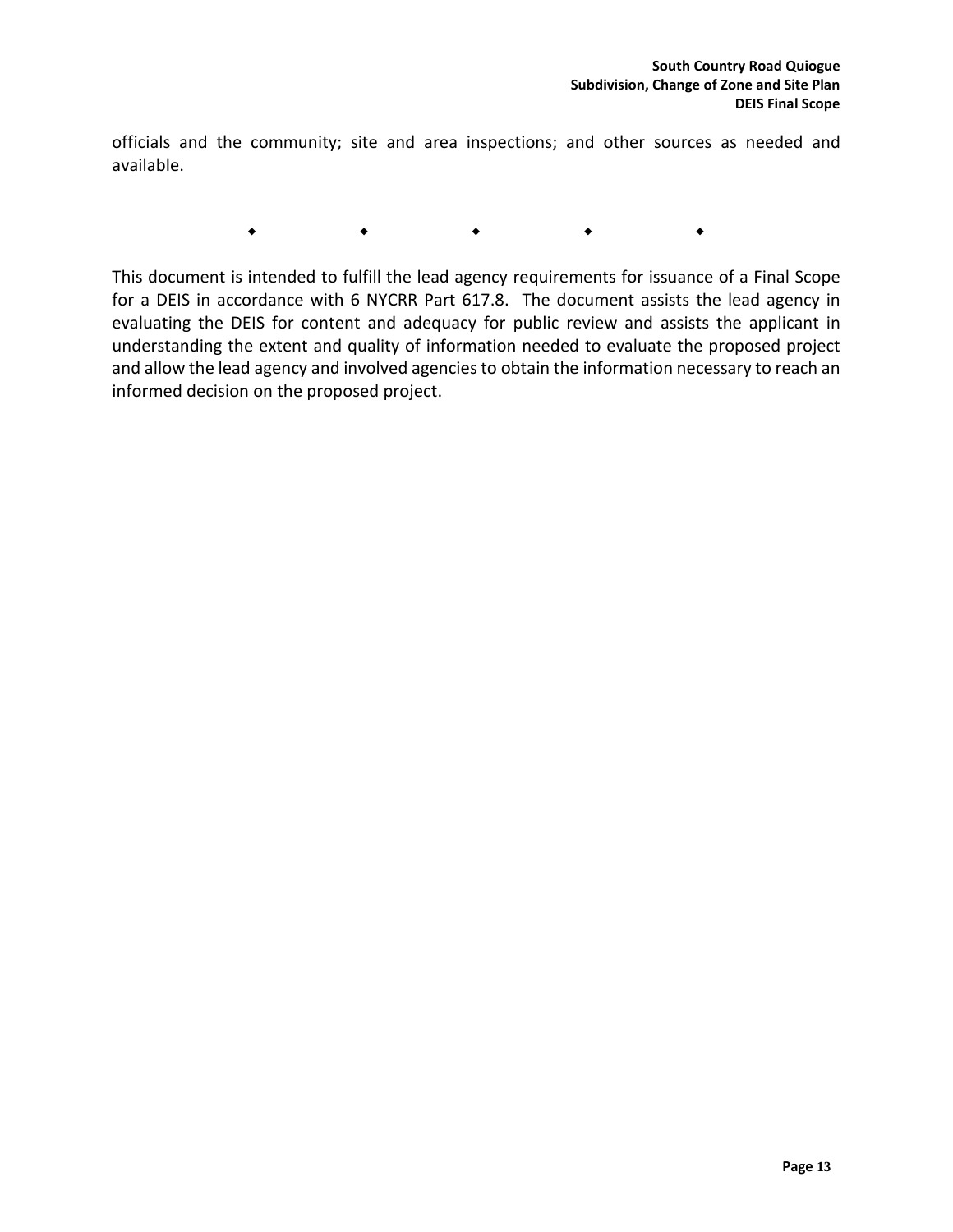officials and the community; site and area inspections; and other sources as needed and available.

◆ ◆ ◆ ◆ ◆

This document is intended to fulfill the lead agency requirements for issuance of a Final Scope for a DEIS in accordance with 6 NYCRR Part 617.8. The document assists the lead agency in evaluating the DEIS for content and adequacy for public review and assists the applicant in understanding the extent and quality of information needed to evaluate the proposed project and allow the lead agency and involved agencies to obtain the information necessary to reach an informed decision on the proposed project.